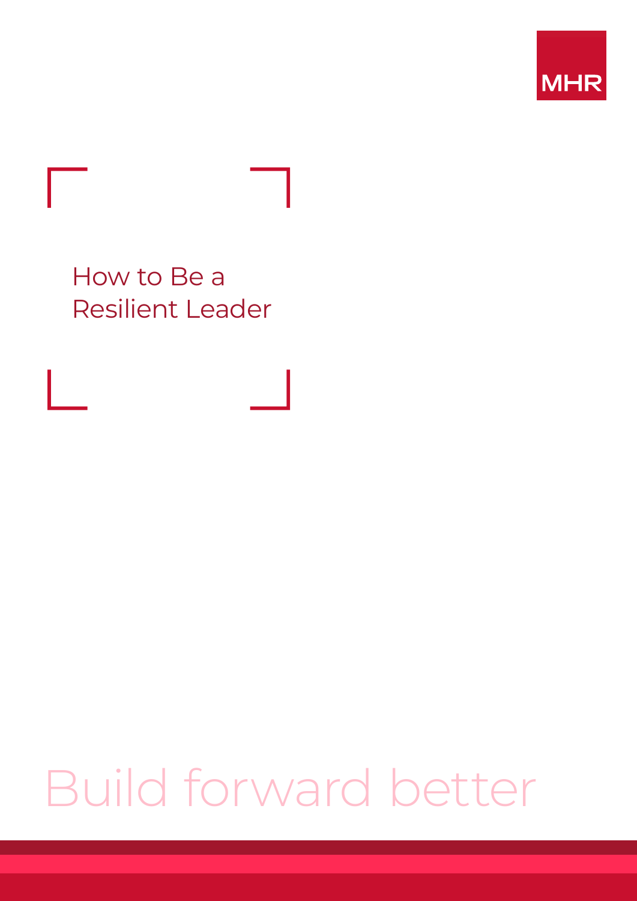MHR

# How to Be a Resilient Leader

Build forward better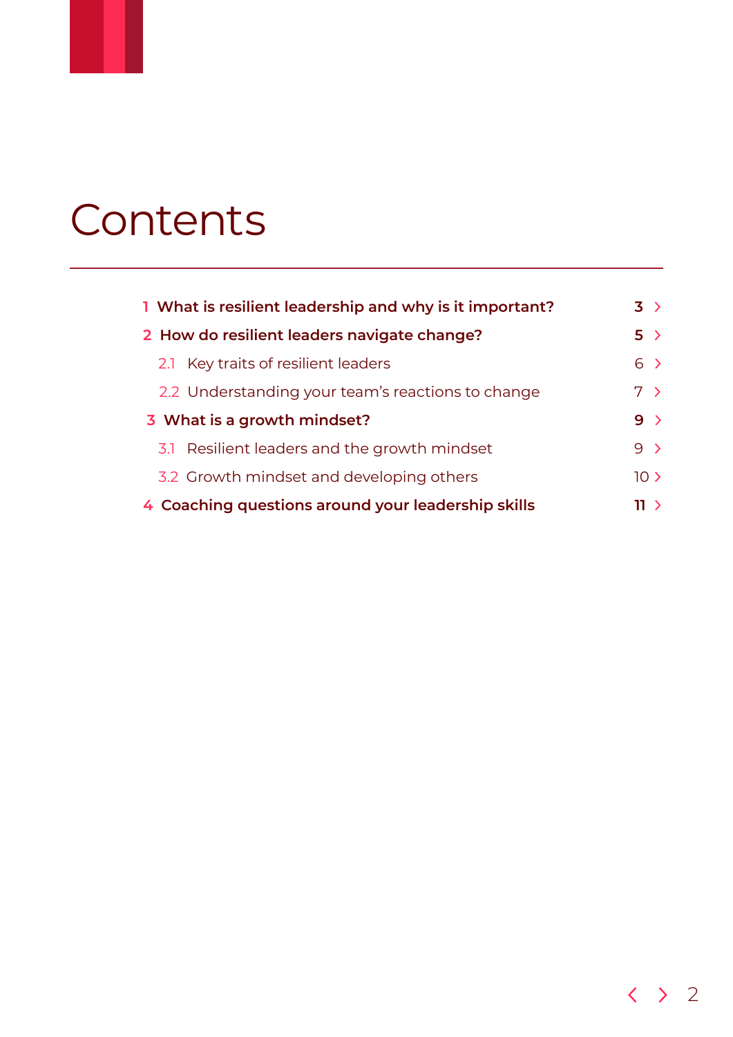# Contents

| | | |
|---|---|---|
| **1** | **What is resilient leadership and why is it important?** | **3** |
| **2** | **How do resilient leaders navigate change?** | **5** |
| 2.1 | Key traits of resilient leaders | 6 |
| 2.2 | Understanding your team's reactions to change | 7 |
| **3** | **What is a growth mindset?** | **9** |
| 3.1 | Resilient leaders and the growth mindset | 9 |
| 3.2 | Growth mindset and developing others | 10 |
| **4** | **Coaching questions around your leadership skills** | **11** |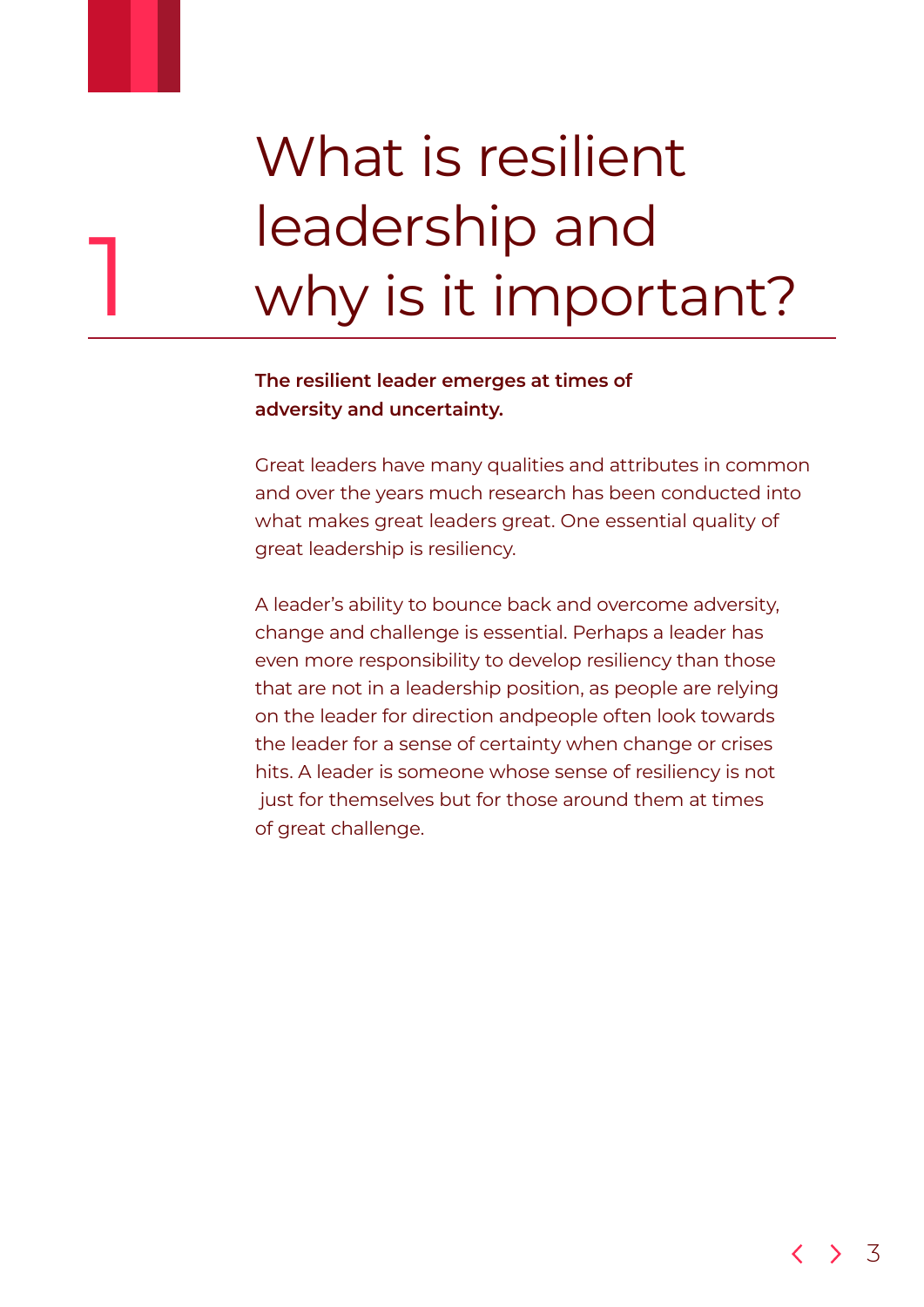# 1 What is resilient leadership and why is it important?

**The resilient leader emerges at times of adversity and uncertainty.**

Great leaders have many qualities and attributes in common and over the years much research has been conducted into what makes great leaders great. One essential quality of great leadership is resiliency.

A leader's ability to bounce back and overcome adversity, change and challenge is essential. Perhaps a leader has even more responsibility to develop resiliency than those that are not in a leadership position, as people are relying on the leader for direction andpeople often look towards the leader for a sense of certainty when change or crises hits. A leader is someone whose sense of resiliency is not just for themselves but for those around them at times of great challenge.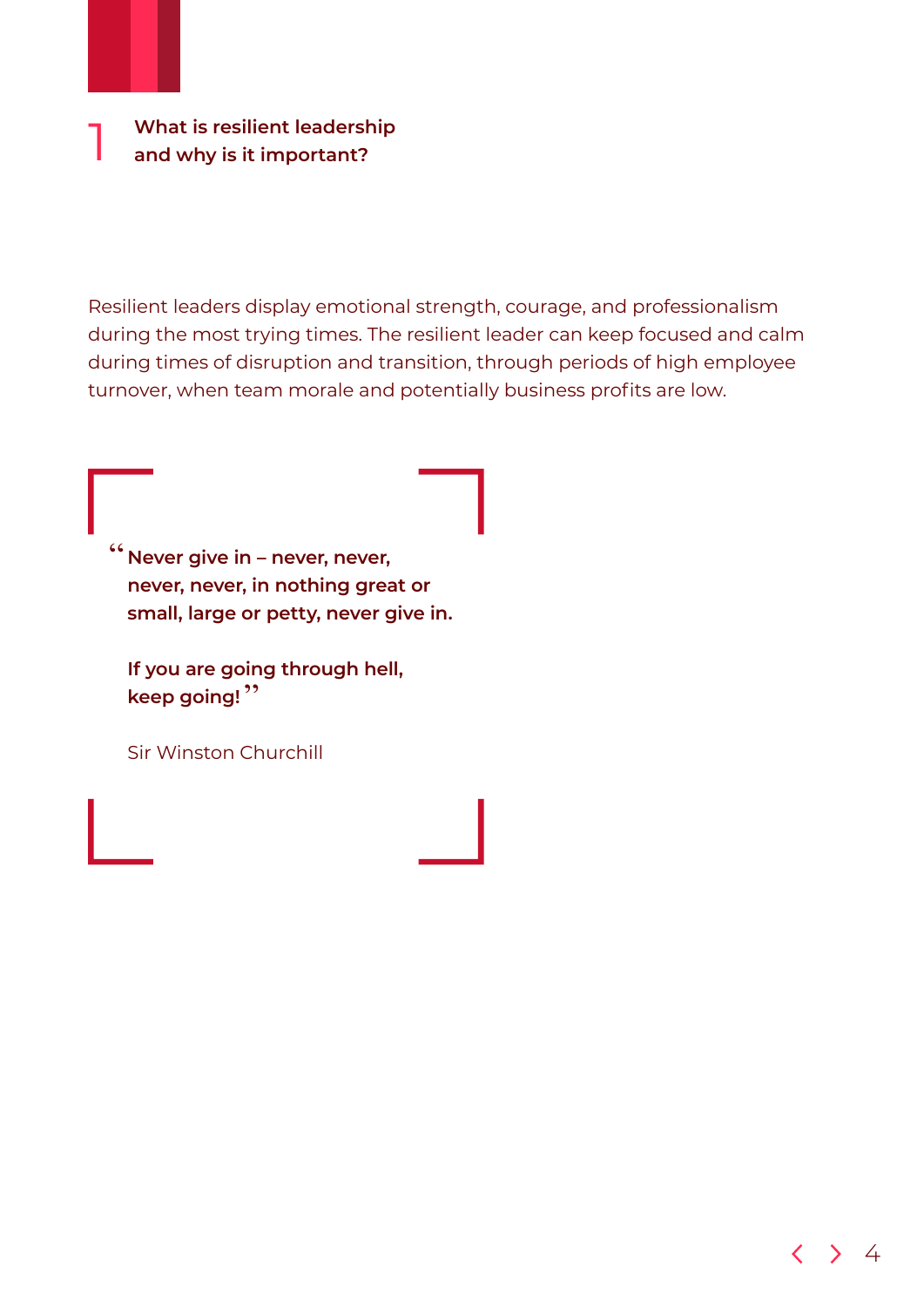# 1 What is resilient leadership and why is it important?

Resilient leaders display emotional strength, courage, and professionalism during the most trying times. The resilient leader can keep focused and calm during times of disruption and transition, through periods of high employee turnover, when team morale and potentially business profits are low.

> **"Never give in – never, never, never, never, in nothing great or small, large or petty, never give in.**
>
> **If you are going through hell, keep going!"**
>
> Sir Winston Churchill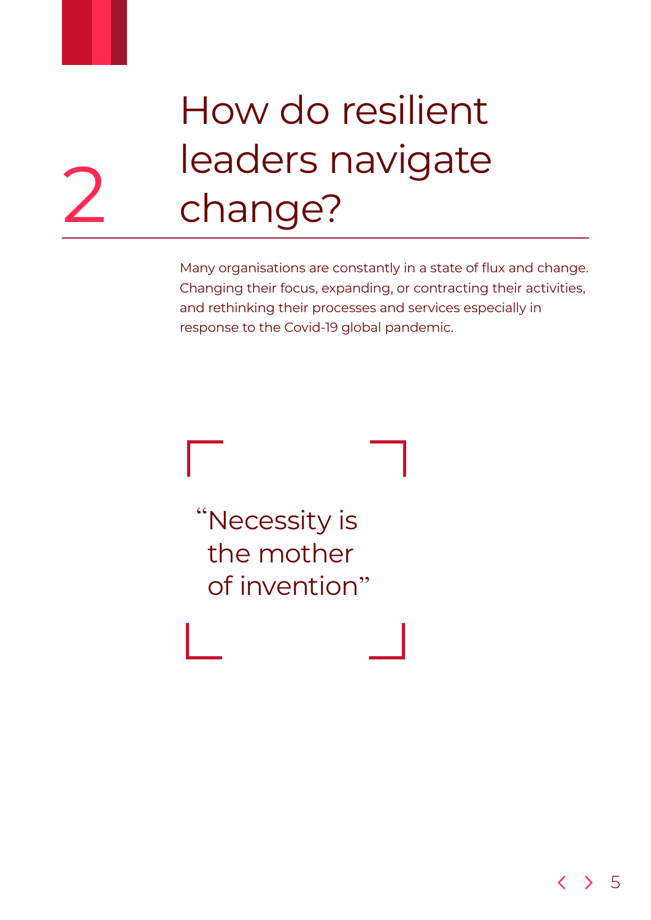# 2 How do resilient leaders navigate change?

Many organisations are constantly in a state of flux and change. Changing their focus, expanding, or contracting their activities, and rethinking their processes and services especially in response to the Covid-19 global pandemic.

> “Necessity is the mother of invention”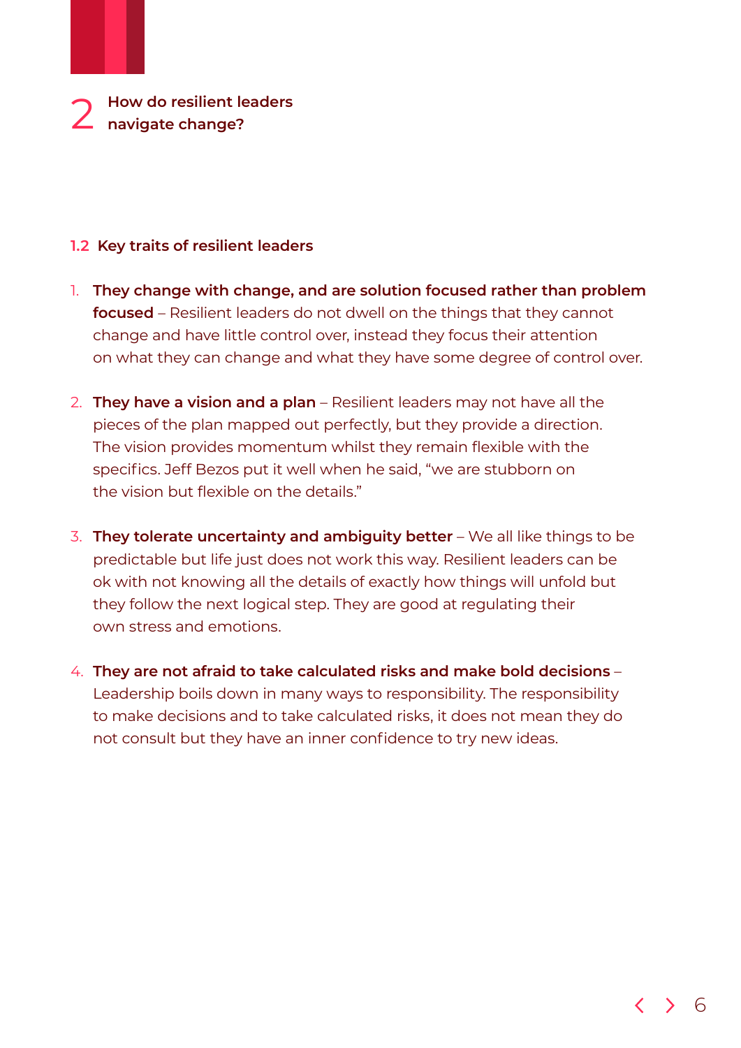## 2 How do resilient leaders navigate change?

### 1.2 Key traits of resilient leaders

1. **They change with change, and are solution focused rather than problem focused** – Resilient leaders do not dwell on the things that they cannot change and have little control over, instead they focus their attention on what they can change and what they have some degree of control over.

2. **They have a vision and a plan** – Resilient leaders may not have all the pieces of the plan mapped out perfectly, but they provide a direction. The vision provides momentum whilst they remain flexible with the specifics. Jeff Bezos put it well when he said, "we are stubborn on the vision but flexible on the details."

3. **They tolerate uncertainty and ambiguity better** – We all like things to be predictable but life just does not work this way. Resilient leaders can be ok with not knowing all the details of exactly how things will unfold but they follow the next logical step. They are good at regulating their own stress and emotions.

4. **They are not afraid to take calculated risks and make bold decisions** – Leadership boils down in many ways to responsibility. The responsibility to make decisions and to take calculated risks, it does not mean they do not consult but they have an inner confidence to try new ideas.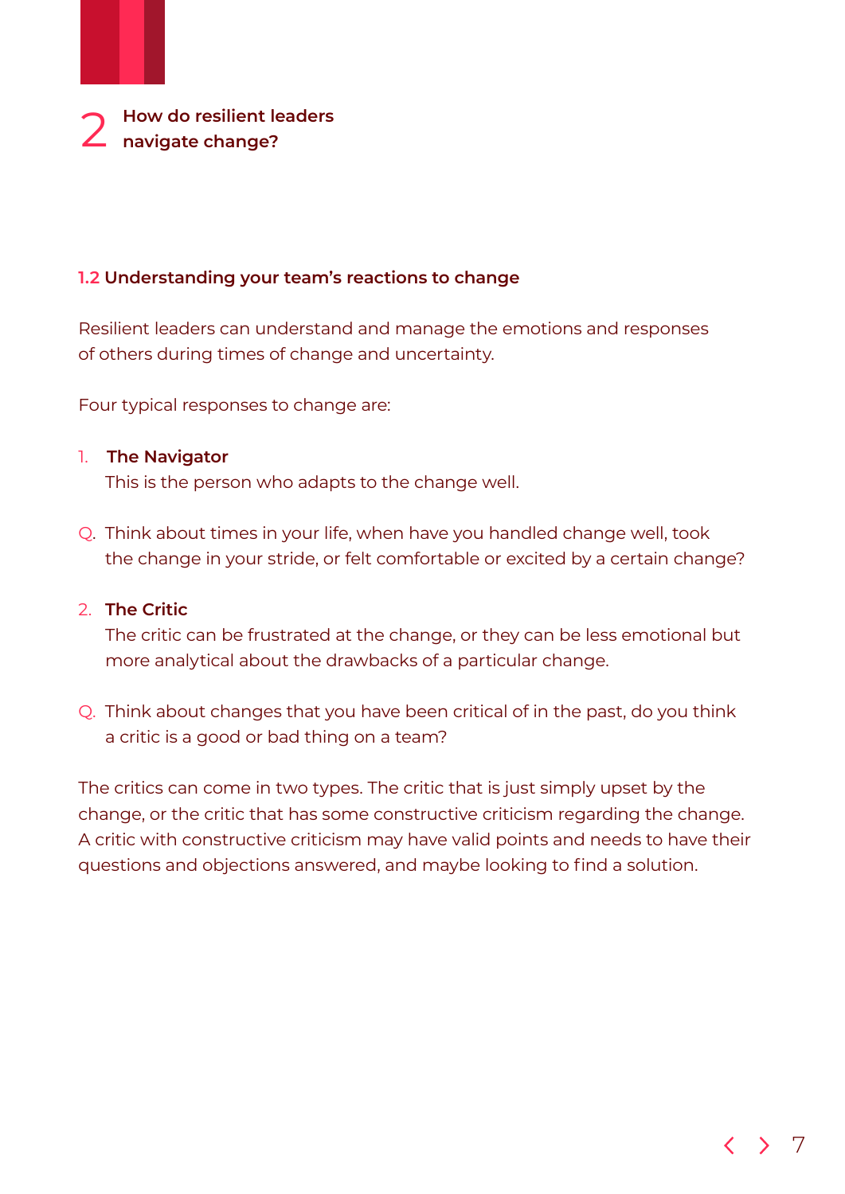## 2 How do resilient leaders navigate change?

### 1.2 Understanding your team's reactions to change

Resilient leaders can understand and manage the emotions and responses of others during times of change and uncertainty.

Four typical responses to change are:

1. **The Navigator**
   This is the person who adapts to the change well.

Q. Think about times in your life, when have you handled change well, took the change in your stride, or felt comfortable or excited by a certain change?

2. **The Critic**
   The critic can be frustrated at the change, or they can be less emotional but more analytical about the drawbacks of a particular change.

Q. Think about changes that you have been critical of in the past, do you think a critic is a good or bad thing on a team?

The critics can come in two types. The critic that is just simply upset by the change, or the critic that has some constructive criticism regarding the change. A critic with constructive criticism may have valid points and needs to have their questions and objections answered, and maybe looking to find a solution.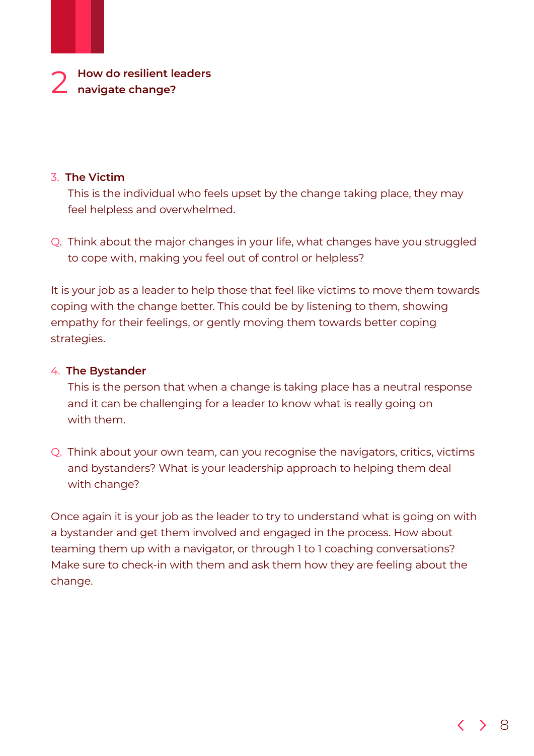## 2 How do resilient leaders navigate change?

3. **The Victim**
   This is the individual who feels upset by the change taking place, they may feel helpless and overwhelmed.

Q. Think about the major changes in your life, what changes have you struggled to cope with, making you feel out of control or helpless?

It is your job as a leader to help those that feel like victims to move them towards coping with the change better. This could be by listening to them, showing empathy for their feelings, or gently moving them towards better coping strategies.

4. **The Bystander**
   This is the person that when a change is taking place has a neutral response and it can be challenging for a leader to know what is really going on with them.

Q. Think about your own team, can you recognise the navigators, critics, victims and bystanders? What is your leadership approach to helping them deal with change?

Once again it is your job as the leader to try to understand what is going on with a bystander and get them involved and engaged in the process. How about teaming them up with a navigator, or through 1 to 1 coaching conversations? Make sure to check-in with them and ask them how they are feeling about the change.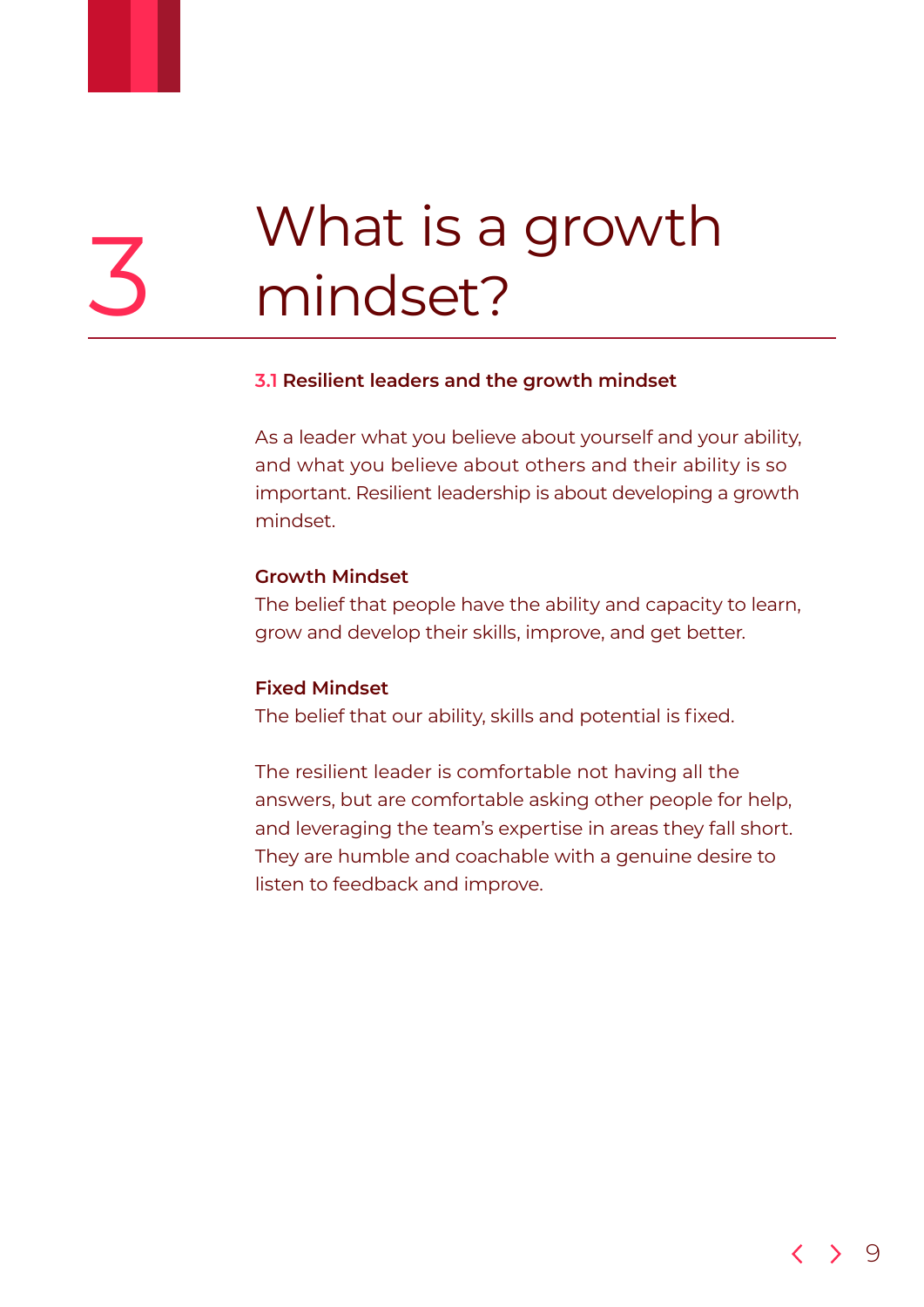# 3 What is a growth mindset?

## 3.1 Resilient leaders and the growth mindset

As a leader what you believe about yourself and your ability, and what you believe about others and their ability is so important. Resilient leadership is about developing a growth mindset.

**Growth Mindset**
The belief that people have the ability and capacity to learn, grow and develop their skills, improve, and get better.

**Fixed Mindset**
The belief that our ability, skills and potential is fixed.

The resilient leader is comfortable not having all the answers, but are comfortable asking other people for help, and leveraging the team's expertise in areas they fall short. They are humble and coachable with a genuine desire to listen to feedback and improve.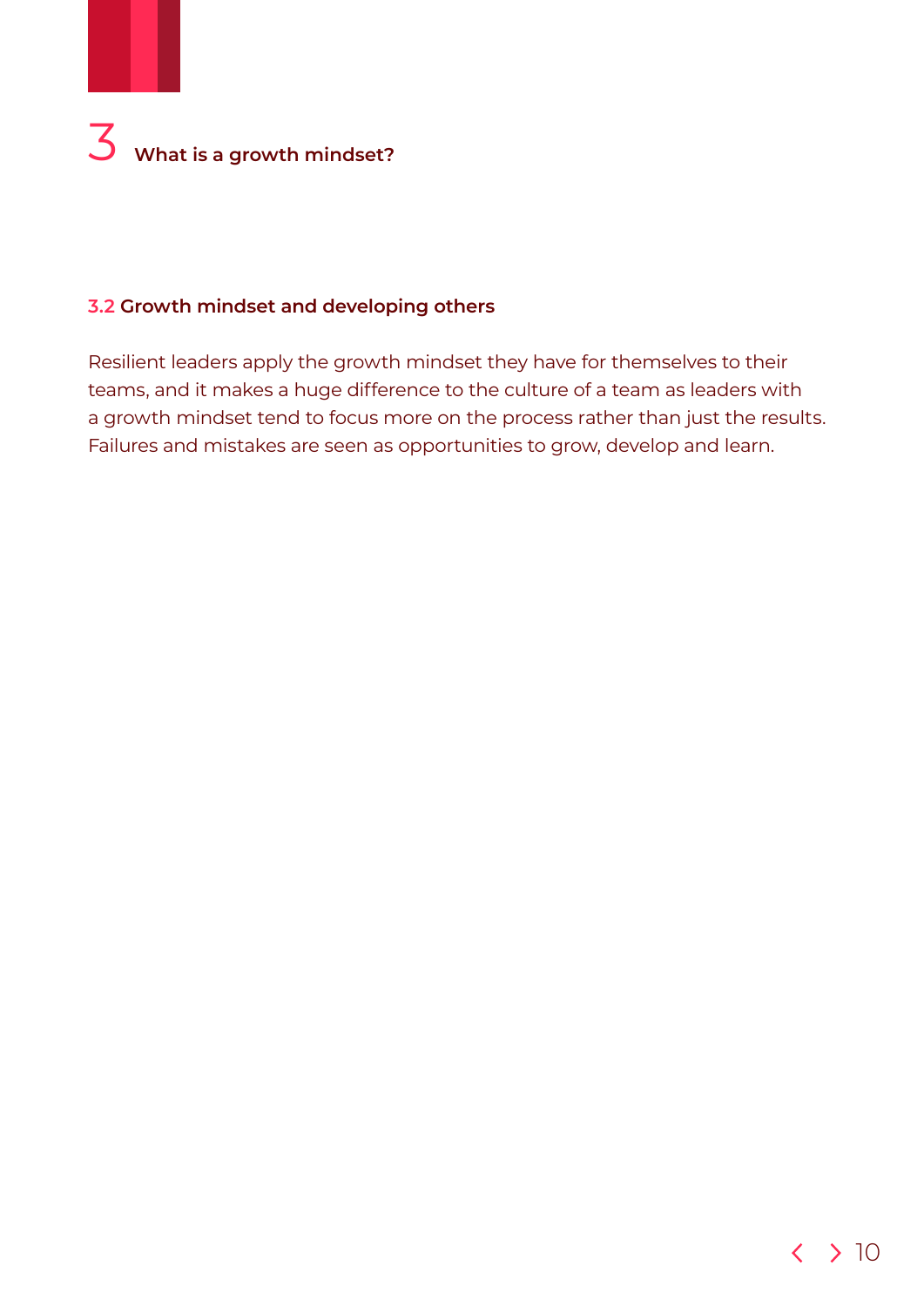# 3 What is a growth mindset?

## 3.2 Growth mindset and developing others

Resilient leaders apply the growth mindset they have for themselves to their teams, and it makes a huge difference to the culture of a team as leaders with a growth mindset tend to focus more on the process rather than just the results. Failures and mistakes are seen as opportunities to grow, develop and learn.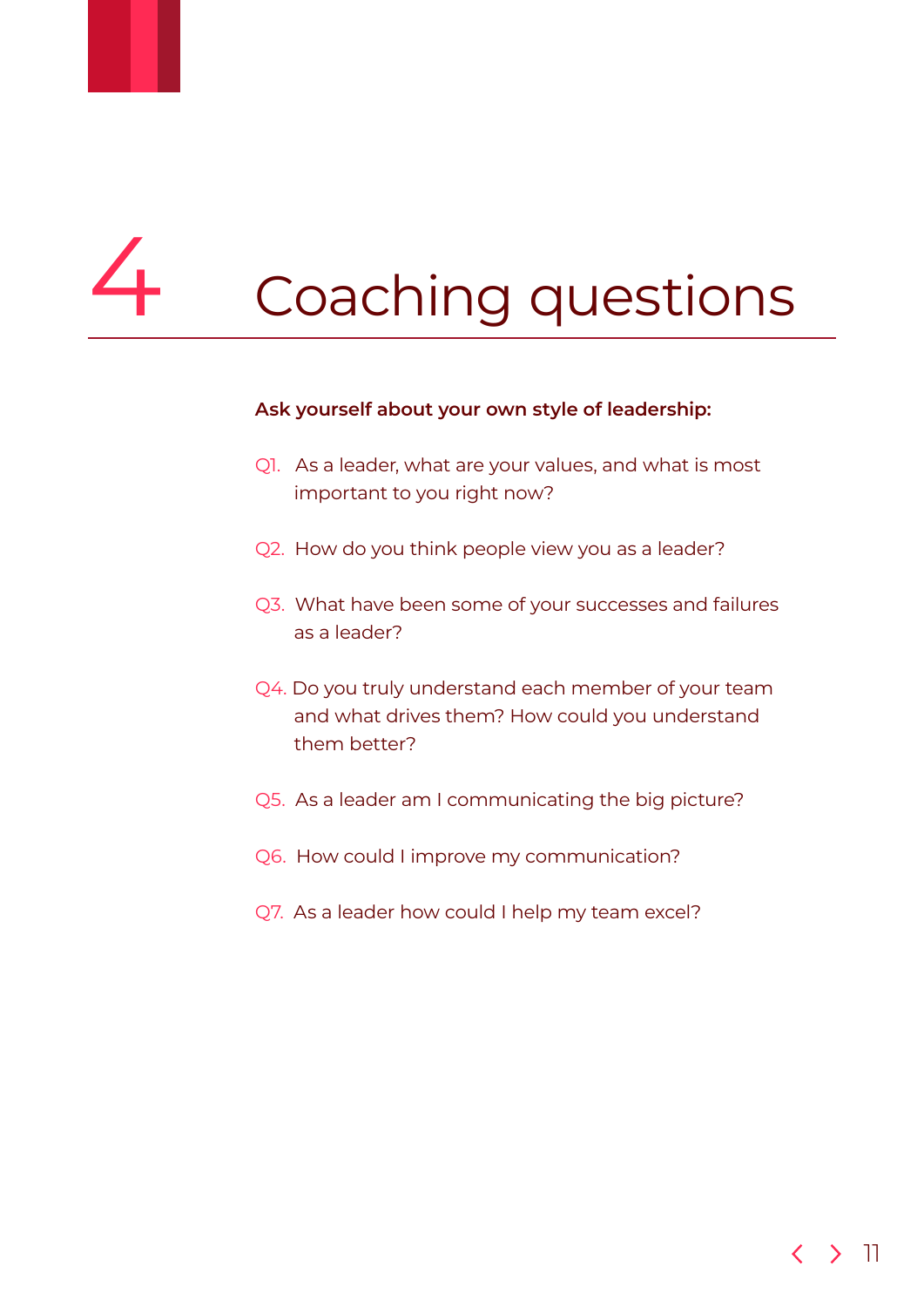# 4 Coaching questions

**Ask yourself about your own style of leadership:**

Q1. As a leader, what are your values, and what is most important to you right now?

Q2. How do you think people view you as a leader?

Q3. What have been some of your successes and failures as a leader?

Q4. Do you truly understand each member of your team and what drives them? How could you understand them better?

Q5. As a leader am I communicating the big picture?

Q6. How could I improve my communication?

Q7. As a leader how could I help my team excel?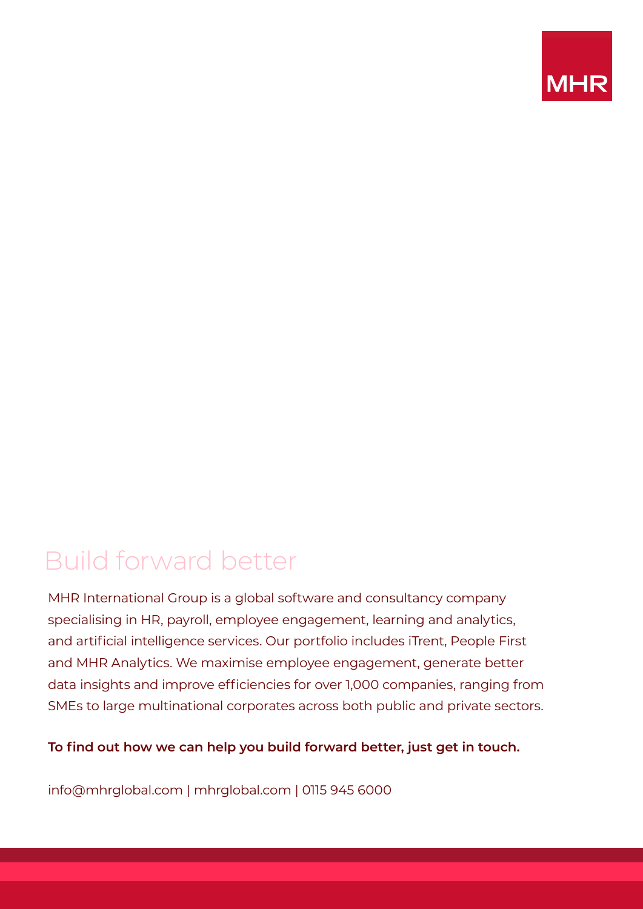MHR

# Build forward better

MHR International Group is a global software and consultancy company specialising in HR, payroll, employee engagement, learning and analytics, and artificial intelligence services. Our portfolio includes iTrent, People First and MHR Analytics. We maximise employee engagement, generate better data insights and improve efficiencies for over 1,000 companies, ranging from SMEs to large multinational corporates across both public and private sectors.

**To find out how we can help you build forward better, just get in touch.**

info@mhrglobal.com | mhrglobal.com | 0115 945 6000